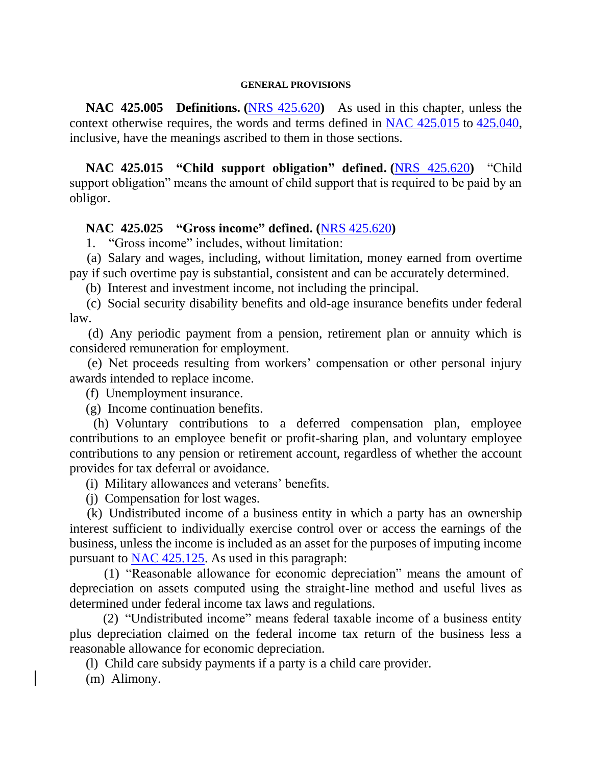## GENERAL PROVISIONS

**NAC 425.005 Definitions. (NRS 425.620)** As used in this chapter, unless the context otherwise requires, the words and terms defined in NAC 425.015 to 425.040, inclusive, have the meanings ascribed to them in those sections.

**NAC 425.015 "Child support obligation" defined. (NRS 425.620)** "Child support obligation" means the amount of child support that is required to be paid by an obligor.

**NAC 425.025 "Gross income" defined. (NRS 425.620)**

1. "Gross income" includes, without limitation:

(a) Salary and wages, including, without limitation, money earned from overtime pay if such overtime pay is substantial, consistent and can be accurately determined.

(b) Interest and investment income, not including the principal.

(c) Social security disability benefits and old-age insurance benefits under federal law.

(d) Any periodic payment from a pension, retirement plan or annuity which is considered remuneration for employment.

(e) Net proceeds resulting from workers' compensation or other personal injury awards intended to replace income.

(f) Unemployment insurance.

(g) Income continuation benefits.

(h) Voluntary contributions to a deferred compensation plan, employee contributions to an employee benefit or profit-sharing plan, and voluntary employee contributions to any pension or retirement account, regardless of whether the account provides for tax deferral or avoidance.

(i) Military allowances and veterans' benefits.

(j) Compensation for lost wages.

(k) Undistributed income of a business entity in which a party has an ownership interest sufficient to individually exercise control over or access the earnings of the business, unless the income is included as an asset for the purposes of imputing income pursuant to NAC 425.125. As used in this paragraph:

(1) "Reasonable allowance for economic depreciation" means the amount of depreciation on assets computed using the straight-line method and useful lives as determined under federal income tax laws and regulations.

(2) "Undistributed income" means federal taxable income of a business entity plus depreciation claimed on the federal income tax return of the business less a reasonable allowance for economic depreciation.

(l) Child care subsidy payments if a party is a child care provider.

(m) Alimony.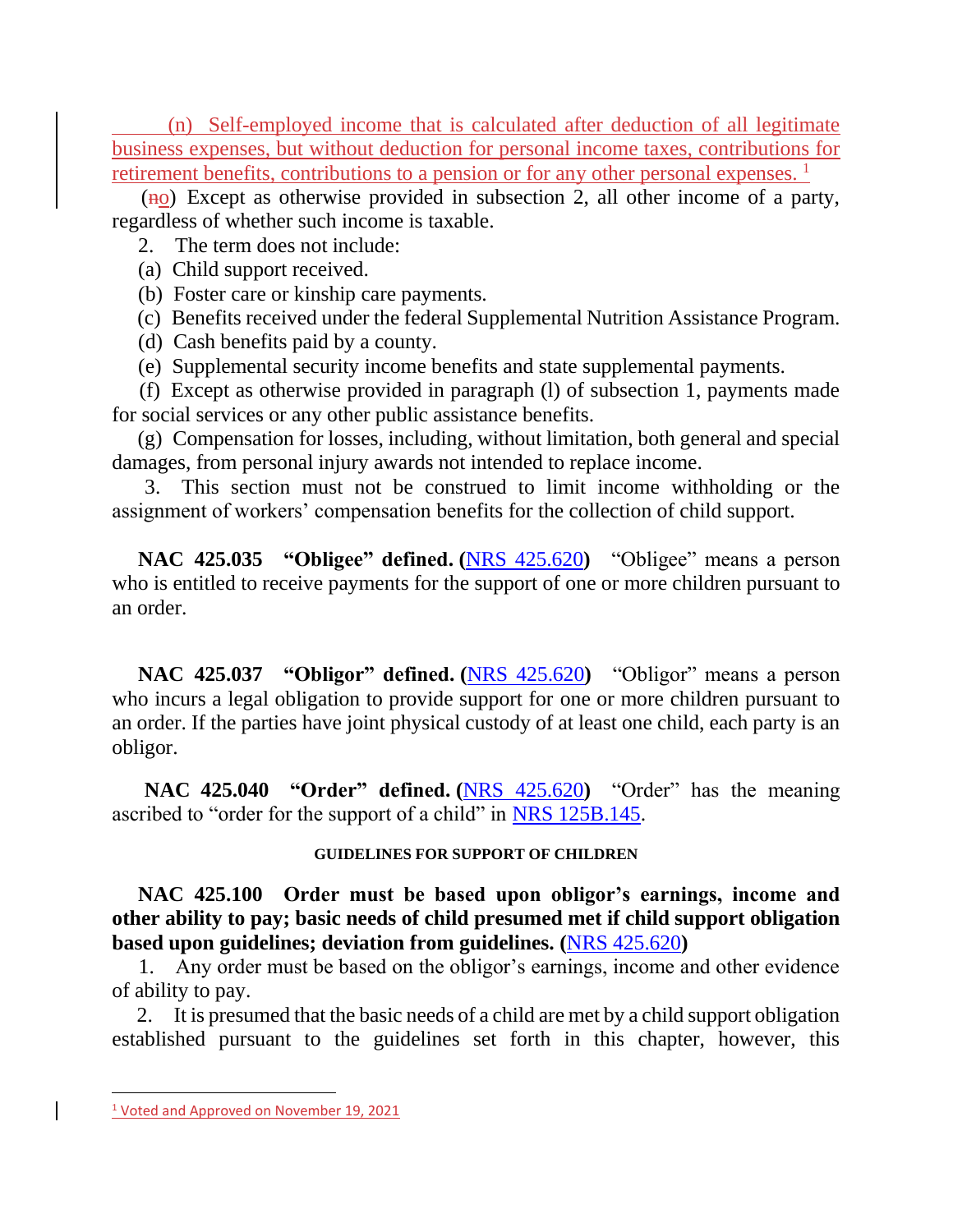(n) Self-employed income that is calculated after deduction of all legitimate business expenses, but without deduction for personal income taxes, contributions for retirement benefits, contributions to a pension or for any other personal expenses. [1]

(~~n~~o) Except as otherwise provided in subsection 2, all other income of a party, regardless of whether such income is taxable.

2. The term does not include:

(a) Child support received.

(b) Foster care or kinship care payments.

(c) Benefits received under the federal Supplemental Nutrition Assistance Program.

(d) Cash benefits paid by a county.

(e) Supplemental security income benefits and state supplemental payments.

(f) Except as otherwise provided in paragraph (l) of subsection 1, payments made for social services or any other public assistance benefits.

(g) Compensation for losses, including, without limitation, both general and special damages, from personal injury awards not intended to replace income.

3. This section must not be construed to limit income withholding or the assignment of workers' compensation benefits for the collection of child support.

**NAC 425.035 "Obligee" defined. (**NRS 425.620**)** "Obligee" means a person who is entitled to receive payments for the support of one or more children pursuant to an order.

**NAC 425.037 "Obligor" defined. (**NRS 425.620**)** "Obligor" means a person who incurs a legal obligation to provide support for one or more children pursuant to an order. If the parties have joint physical custody of at least one child, each party is an obligor.

**NAC 425.040 "Order" defined. (**NRS 425.620**)** "Order" has the meaning ascribed to "order for the support of a child" in NRS 125B.145.

**GUIDELINES FOR SUPPORT OF CHILDREN**

**NAC 425.100 Order must be based upon obligor's earnings, income and other ability to pay; basic needs of child presumed met if child support obligation based upon guidelines; deviation from guidelines. (**NRS 425.620**)**

1. Any order must be based on the obligor's earnings, income and other evidence of ability to pay.

2. It is presumed that the basic needs of a child are met by a child support obligation established pursuant to the guidelines set forth in this chapter, however, this

[1] Voted and Approved on November 19, 2021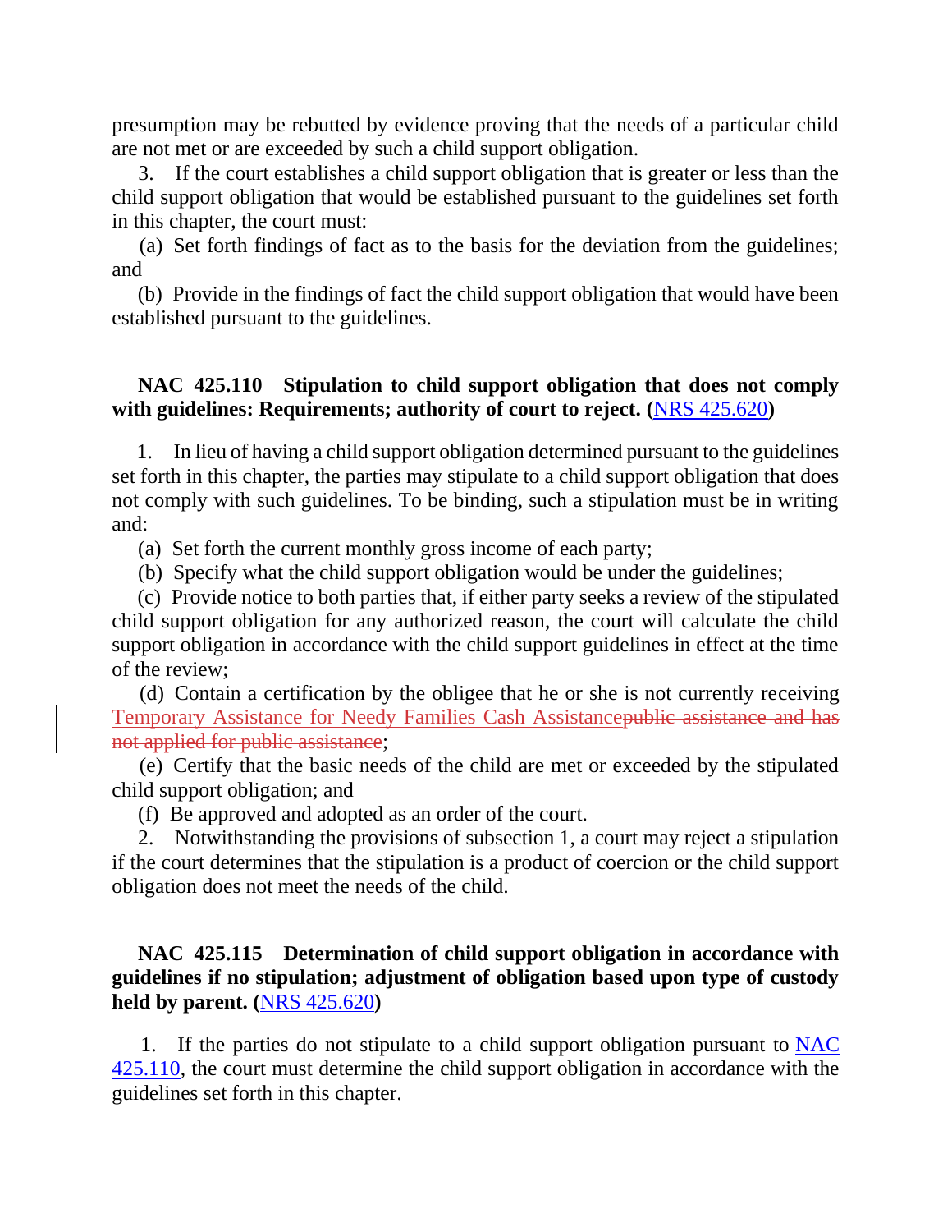presumption may be rebutted by evidence proving that the needs of a particular child are not met or are exceeded by such a child support obligation.

3. If the court establishes a child support obligation that is greater or less than the child support obligation that would be established pursuant to the guidelines set forth in this chapter, the court must:

(a) Set forth findings of fact as to the basis for the deviation from the guidelines; and

(b) Provide in the findings of fact the child support obligation that would have been established pursuant to the guidelines.

**NAC 425.110 Stipulation to child support obligation that does not comply with guidelines: Requirements; authority of court to reject. (NRS 425.620)**

1. In lieu of having a child support obligation determined pursuant to the guidelines set forth in this chapter, the parties may stipulate to a child support obligation that does not comply with such guidelines. To be binding, such a stipulation must be in writing and:

(a) Set forth the current monthly gross income of each party;

(b) Specify what the child support obligation would be under the guidelines;

(c) Provide notice to both parties that, if either party seeks a review of the stipulated child support obligation for any authorized reason, the court will calculate the child support obligation in accordance with the child support guidelines in effect at the time of the review;

(d) Contain a certification by the obligee that he or she is not currently receiving Temporary Assistance for Needy Families Cash Assistance~~public assistance and has not applied for public assistance~~;

(e) Certify that the basic needs of the child are met or exceeded by the stipulated child support obligation; and

(f) Be approved and adopted as an order of the court.

2. Notwithstanding the provisions of subsection 1, a court may reject a stipulation if the court determines that the stipulation is a product of coercion or the child support obligation does not meet the needs of the child.

**NAC 425.115 Determination of child support obligation in accordance with guidelines if no stipulation; adjustment of obligation based upon type of custody held by parent. (NRS 425.620)**

1. If the parties do not stipulate to a child support obligation pursuant to NAC 425.110, the court must determine the child support obligation in accordance with the guidelines set forth in this chapter.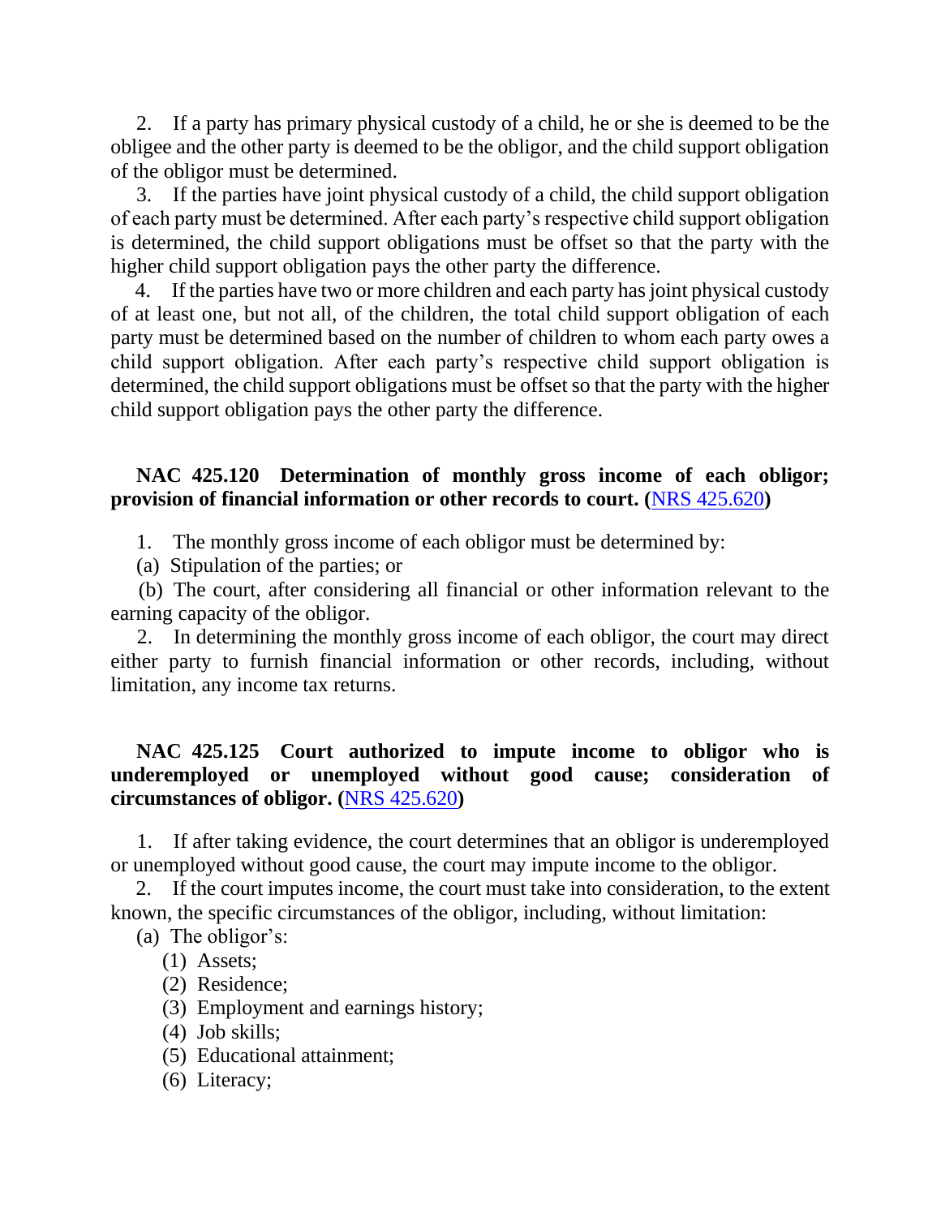2. If a party has primary physical custody of a child, he or she is deemed to be the obligee and the other party is deemed to be the obligor, and the child support obligation of the obligor must be determined.

3. If the parties have joint physical custody of a child, the child support obligation of each party must be determined. After each party's respective child support obligation is determined, the child support obligations must be offset so that the party with the higher child support obligation pays the other party the difference.

4. If the parties have two or more children and each party has joint physical custody of at least one, but not all, of the children, the total child support obligation of each party must be determined based on the number of children to whom each party owes a child support obligation. After each party's respective child support obligation is determined, the child support obligations must be offset so that the party with the higher child support obligation pays the other party the difference.

**NAC 425.120 Determination of monthly gross income of each obligor; provision of financial information or other records to court. (**[NRS 425.620]**)**

1. The monthly gross income of each obligor must be determined by:

(a) Stipulation of the parties; or

(b) The court, after considering all financial or other information relevant to the earning capacity of the obligor.

2. In determining the monthly gross income of each obligor, the court may direct either party to furnish financial information or other records, including, without limitation, any income tax returns.

**NAC 425.125 Court authorized to impute income to obligor who is underemployed or unemployed without good cause; consideration of circumstances of obligor. (**[NRS 425.620]**)**

1. If after taking evidence, the court determines that an obligor is underemployed or unemployed without good cause, the court may impute income to the obligor.

2. If the court imputes income, the court must take into consideration, to the extent known, the specific circumstances of the obligor, including, without limitation:

(a) The obligor's:

(1) Assets;

(2) Residence;

(3) Employment and earnings history;

(4) Job skills;

(5) Educational attainment;

(6) Literacy;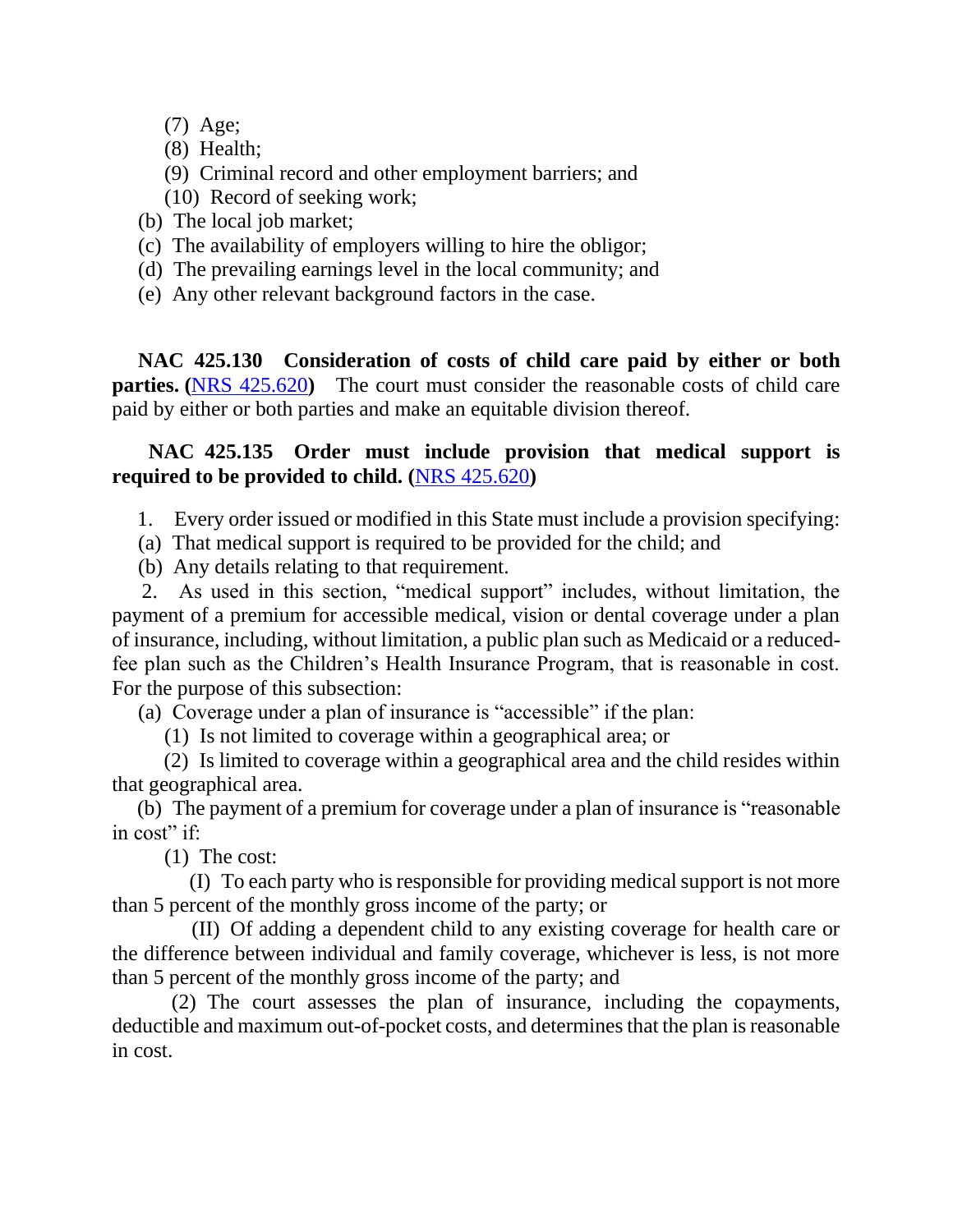(7) Age;

(8) Health;

(9) Criminal record and other employment barriers; and

(10) Record of seeking work;

(b) The local job market;

(c) The availability of employers willing to hire the obligor;

(d) The prevailing earnings level in the local community; and

(e) Any other relevant background factors in the case.

**NAC 425.130 Consideration of costs of child care paid by either or both parties. (NRS 425.620)** The court must consider the reasonable costs of child care paid by either or both parties and make an equitable division thereof.

**NAC 425.135 Order must include provision that medical support is required to be provided to child. (NRS 425.620)**

1. Every order issued or modified in this State must include a provision specifying:

(a) That medical support is required to be provided for the child; and

(b) Any details relating to that requirement.

2. As used in this section, "medical support" includes, without limitation, the payment of a premium for accessible medical, vision or dental coverage under a plan of insurance, including, without limitation, a public plan such as Medicaid or a reduced-fee plan such as the Children's Health Insurance Program, that is reasonable in cost. For the purpose of this subsection:

(a) Coverage under a plan of insurance is "accessible" if the plan:

(1) Is not limited to coverage within a geographical area; or

(2) Is limited to coverage within a geographical area and the child resides within that geographical area.

(b) The payment of a premium for coverage under a plan of insurance is "reasonable in cost" if:

(1) The cost:

(I) To each party who is responsible for providing medical support is not more than 5 percent of the monthly gross income of the party; or

(II) Of adding a dependent child to any existing coverage for health care or the difference between individual and family coverage, whichever is less, is not more than 5 percent of the monthly gross income of the party; and

(2) The court assesses the plan of insurance, including the copayments, deductible and maximum out-of-pocket costs, and determines that the plan is reasonable in cost.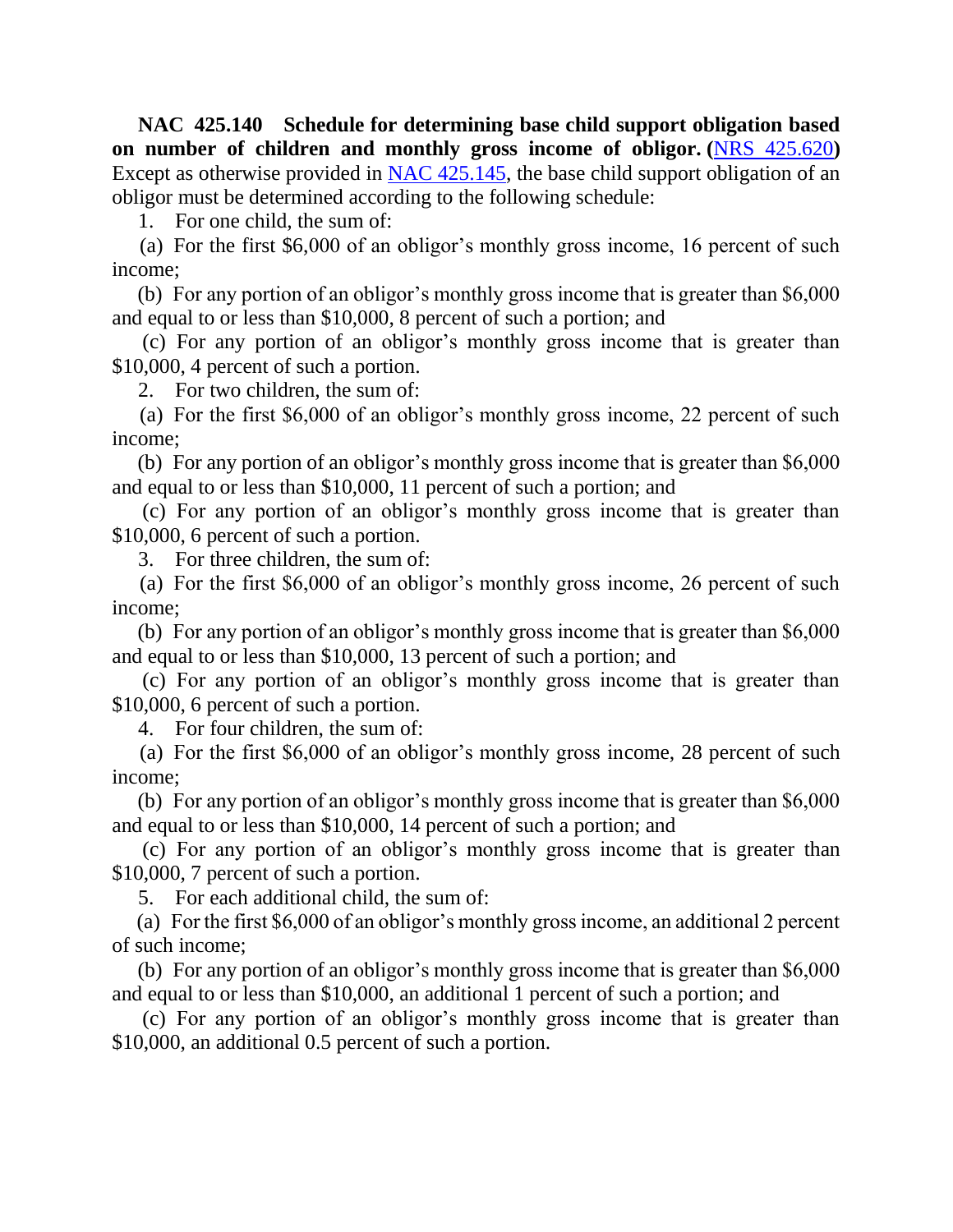**NAC 425.140 Schedule for determining base child support obligation based on number of children and monthly gross income of obligor. (**[NRS 425.620](NRS 425.620)**)** Except as otherwise provided in [NAC 425.145](NAC 425.145), the base child support obligation of an obligor must be determined according to the following schedule:

1. For one child, the sum of:

(a) For the first $6,000 of an obligor's monthly gross income, 16 percent of such income;

(b) For any portion of an obligor's monthly gross income that is greater than $6,000 and equal to or less than $10,000, 8 percent of such a portion; and

(c) For any portion of an obligor's monthly gross income that is greater than $10,000, 4 percent of such a portion.

2. For two children, the sum of:

(a) For the first $6,000 of an obligor's monthly gross income, 22 percent of such income;

(b) For any portion of an obligor's monthly gross income that is greater than $6,000 and equal to or less than $10,000, 11 percent of such a portion; and

(c) For any portion of an obligor's monthly gross income that is greater than $10,000, 6 percent of such a portion.

3. For three children, the sum of:

(a) For the first $6,000 of an obligor's monthly gross income, 26 percent of such income;

(b) For any portion of an obligor's monthly gross income that is greater than $6,000 and equal to or less than $10,000, 13 percent of such a portion; and

(c) For any portion of an obligor's monthly gross income that is greater than $10,000, 6 percent of such a portion.

4. For four children, the sum of:

(a) For the first $6,000 of an obligor's monthly gross income, 28 percent of such income;

(b) For any portion of an obligor's monthly gross income that is greater than $6,000 and equal to or less than $10,000, 14 percent of such a portion; and

(c) For any portion of an obligor's monthly gross income that is greater than $10,000, 7 percent of such a portion.

5. For each additional child, the sum of:

(a) For the first $6,000 of an obligor's monthly gross income, an additional 2 percent of such income;

(b) For any portion of an obligor's monthly gross income that is greater than $6,000 and equal to or less than $10,000, an additional 1 percent of such a portion; and

(c) For any portion of an obligor's monthly gross income that is greater than $10,000, an additional 0.5 percent of such a portion.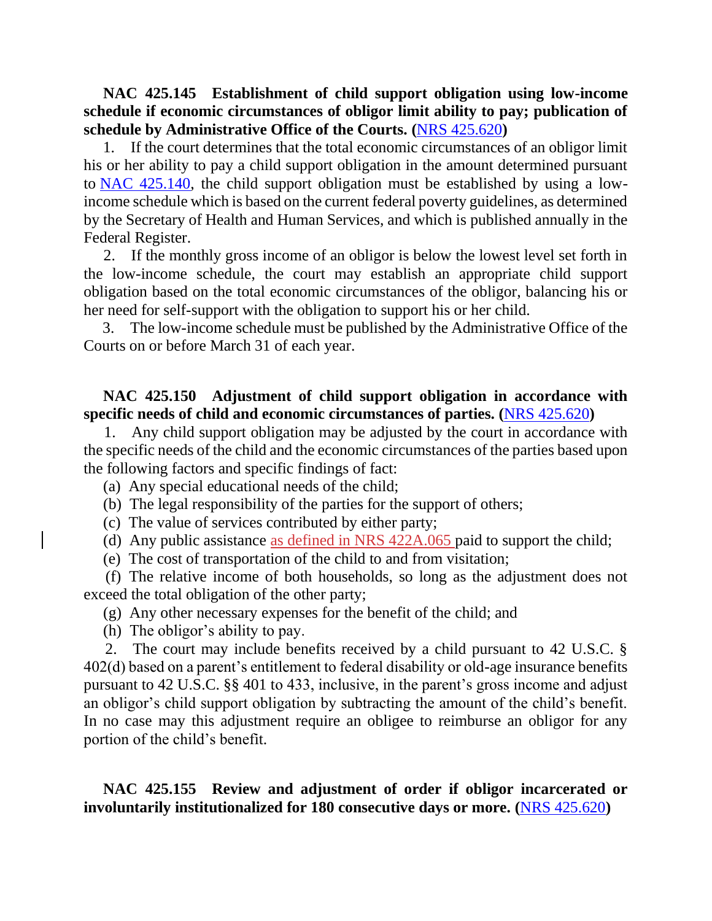**NAC 425.145 Establishment of child support obligation using low-income schedule if economic circumstances of obligor limit ability to pay; publication of schedule by Administrative Office of the Courts.** ([NRS 425.620](NRS 425.620))

1. If the court determines that the total economic circumstances of an obligor limit his or her ability to pay a child support obligation in the amount determined pursuant to [NAC 425.140](NAC 425.140), the child support obligation must be established by using a low-income schedule which is based on the current federal poverty guidelines, as determined by the Secretary of Health and Human Services, and which is published annually in the Federal Register.

2. If the monthly gross income of an obligor is below the lowest level set forth in the low-income schedule, the court may establish an appropriate child support obligation based on the total economic circumstances of the obligor, balancing his or her need for self-support with the obligation to support his or her child.

3. The low-income schedule must be published by the Administrative Office of the Courts on or before March 31 of each year.

**NAC 425.150 Adjustment of child support obligation in accordance with specific needs of child and economic circumstances of parties.** ([NRS 425.620](NRS 425.620))

1. Any child support obligation may be adjusted by the court in accordance with the specific needs of the child and the economic circumstances of the parties based upon the following factors and specific findings of fact:

(a) Any special educational needs of the child;

(b) The legal responsibility of the parties for the support of others;

(c) The value of services contributed by either party;

(d) Any public assistance as defined in NRS 422A.065 paid to support the child;

(e) The cost of transportation of the child to and from visitation;

(f) The relative income of both households, so long as the adjustment does not exceed the total obligation of the other party;

(g) Any other necessary expenses for the benefit of the child; and

(h) The obligor's ability to pay.

2. The court may include benefits received by a child pursuant to 42 U.S.C. § 402(d) based on a parent's entitlement to federal disability or old-age insurance benefits pursuant to 42 U.S.C. §§ 401 to 433, inclusive, in the parent's gross income and adjust an obligor's child support obligation by subtracting the amount of the child's benefit. In no case may this adjustment require an obligee to reimburse an obligor for any portion of the child's benefit.

**NAC 425.155 Review and adjustment of order if obligor incarcerated or involuntarily institutionalized for 180 consecutive days or more.** ([NRS 425.620](NRS 425.620))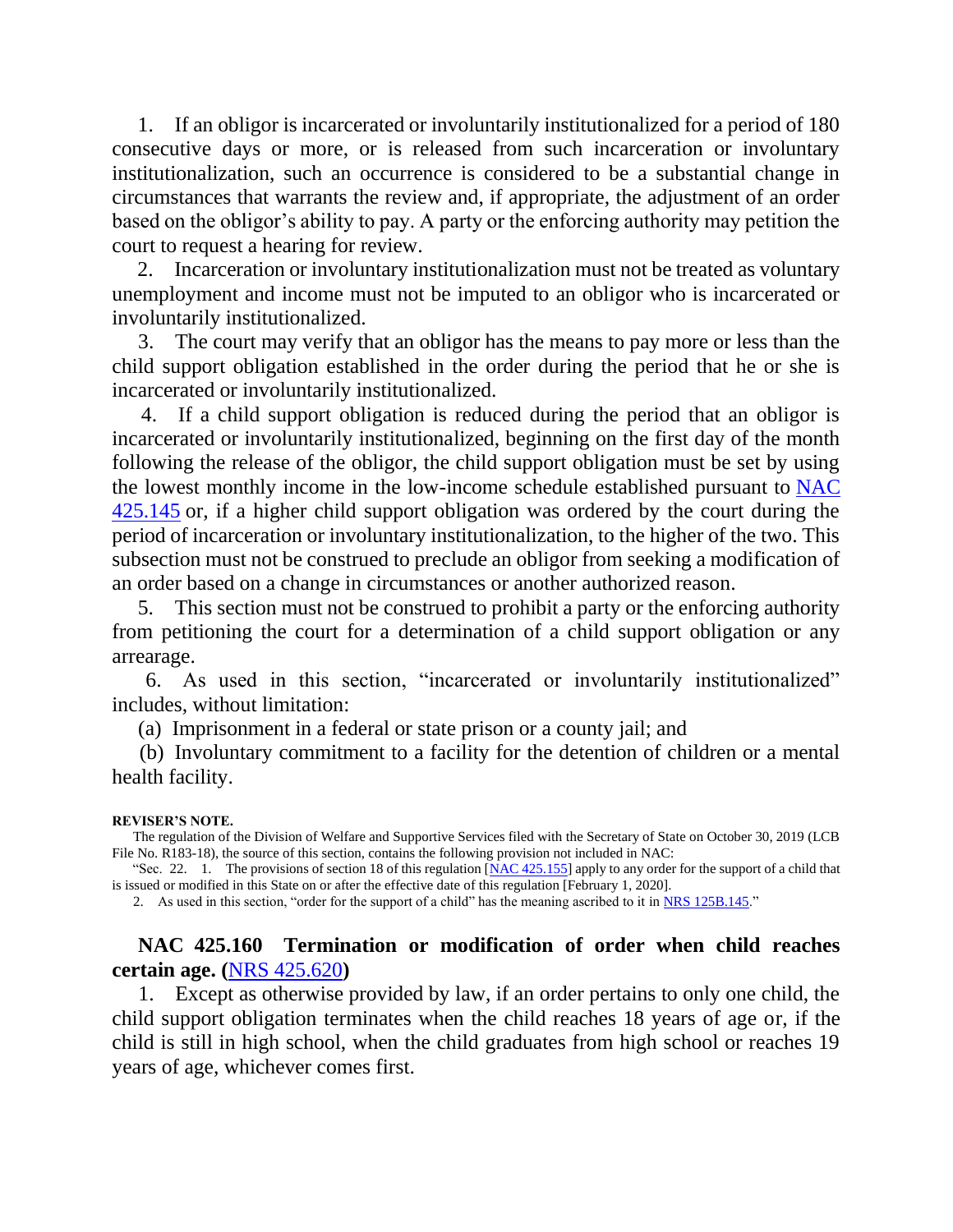1. If an obligor is incarcerated or involuntarily institutionalized for a period of 180 consecutive days or more, or is released from such incarceration or involuntary institutionalization, such an occurrence is considered to be a substantial change in circumstances that warrants the review and, if appropriate, the adjustment of an order based on the obligor's ability to pay. A party or the enforcing authority may petition the court to request a hearing for review.

2. Incarceration or involuntary institutionalization must not be treated as voluntary unemployment and income must not be imputed to an obligor who is incarcerated or involuntarily institutionalized.

3. The court may verify that an obligor has the means to pay more or less than the child support obligation established in the order during the period that he or she is incarcerated or involuntarily institutionalized.

4. If a child support obligation is reduced during the period that an obligor is incarcerated or involuntarily institutionalized, beginning on the first day of the month following the release of the obligor, the child support obligation must be set by using the lowest monthly income in the low-income schedule established pursuant to NAC 425.145 or, if a higher child support obligation was ordered by the court during the period of incarceration or involuntary institutionalization, to the higher of the two. This subsection must not be construed to preclude an obligor from seeking a modification of an order based on a change in circumstances or another authorized reason.

5. This section must not be construed to prohibit a party or the enforcing authority from petitioning the court for a determination of a child support obligation or any arrearage.

6. As used in this section, "incarcerated or involuntarily institutionalized" includes, without limitation:

(a) Imprisonment in a federal or state prison or a county jail; and

(b) Involuntary commitment to a facility for the detention of children or a mental health facility.

**REVISER'S NOTE.**

The regulation of the Division of Welfare and Supportive Services filed with the Secretary of State on October 30, 2019 (LCB File No. R183-18), the source of this section, contains the following provision not included in NAC:

"Sec. 22. 1. The provisions of section 18 of this regulation [NAC 425.155] apply to any order for the support of a child that is issued or modified in this State on or after the effective date of this regulation [February 1, 2020].

2. As used in this section, "order for the support of a child" has the meaning ascribed to it in NRS 125B.145."

**NAC 425.160 Termination or modification of order when child reaches certain age. (NRS 425.620)**

1. Except as otherwise provided by law, if an order pertains to only one child, the child support obligation terminates when the child reaches 18 years of age or, if the child is still in high school, when the child graduates from high school or reaches 19 years of age, whichever comes first.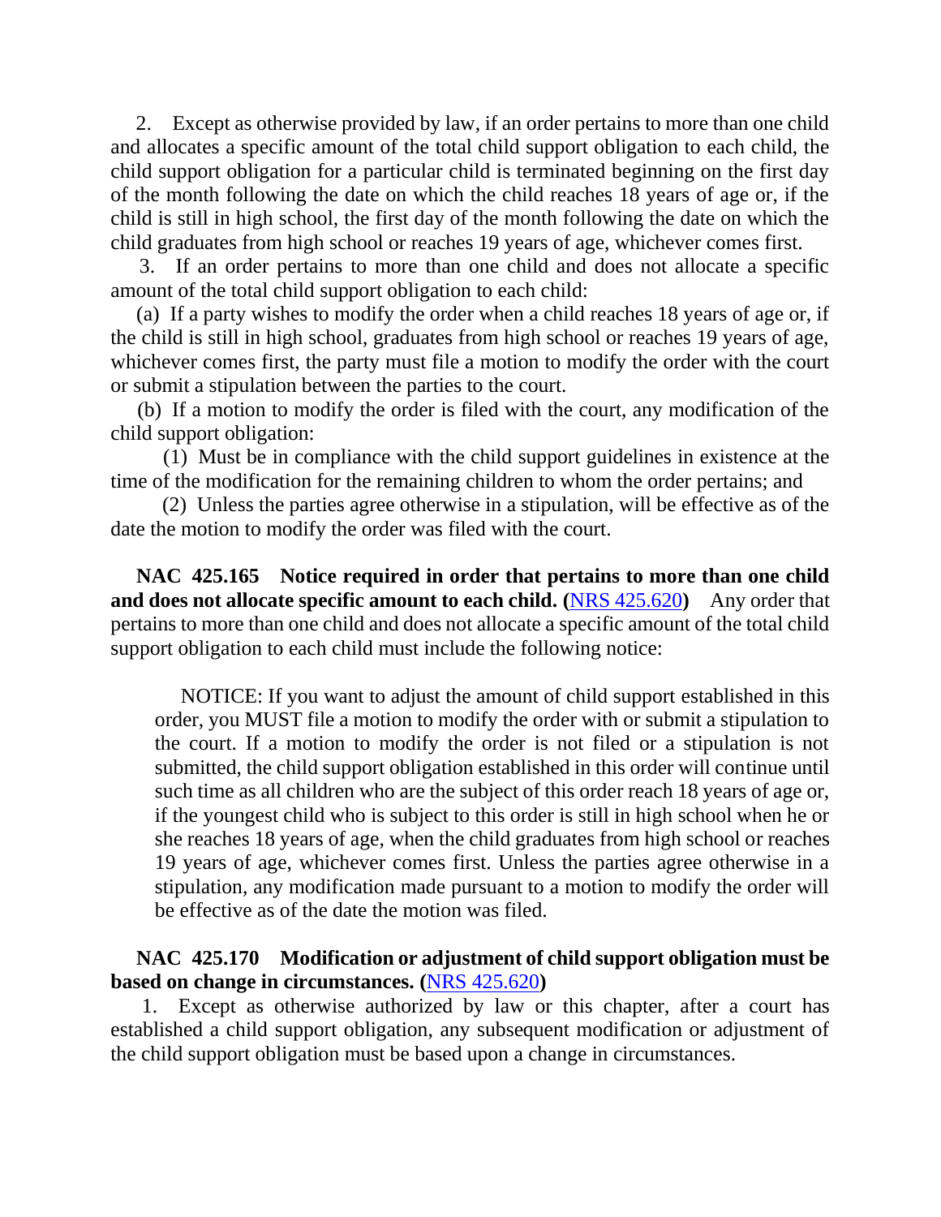2. Except as otherwise provided by law, if an order pertains to more than one child and allocates a specific amount of the total child support obligation to each child, the child support obligation for a particular child is terminated beginning on the first day of the month following the date on which the child reaches 18 years of age or, if the child is still in high school, the first day of the month following the date on which the child graduates from high school or reaches 19 years of age, whichever comes first.

3. If an order pertains to more than one child and does not allocate a specific amount of the total child support obligation to each child:

(a) If a party wishes to modify the order when a child reaches 18 years of age or, if the child is still in high school, graduates from high school or reaches 19 years of age, whichever comes first, the party must file a motion to modify the order with the court or submit a stipulation between the parties to the court.

(b) If a motion to modify the order is filed with the court, any modification of the child support obligation:

(1) Must be in compliance with the child support guidelines in existence at the time of the modification for the remaining children to whom the order pertains; and

(2) Unless the parties agree otherwise in a stipulation, will be effective as of the date the motion to modify the order was filed with the court.

**NAC 425.165 Notice required in order that pertains to more than one child and does not allocate specific amount to each child. (**[NRS 425.620](NRS 425.620)**)** Any order that pertains to more than one child and does not allocate a specific amount of the total child support obligation to each child must include the following notice:

> NOTICE: If you want to adjust the amount of child support established in this order, you MUST file a motion to modify the order with or submit a stipulation to the court. If a motion to modify the order is not filed or a stipulation is not submitted, the child support obligation established in this order will continue until such time as all children who are the subject of this order reach 18 years of age or, if the youngest child who is subject to this order is still in high school when he or she reaches 18 years of age, when the child graduates from high school or reaches 19 years of age, whichever comes first. Unless the parties agree otherwise in a stipulation, any modification made pursuant to a motion to modify the order will be effective as of the date the motion was filed.

**NAC 425.170 Modification or adjustment of child support obligation must be based on change in circumstances. (**[NRS 425.620](NRS 425.620)**)**

1. Except as otherwise authorized by law or this chapter, after a court has established a child support obligation, any subsequent modification or adjustment of the child support obligation must be based upon a change in circumstances.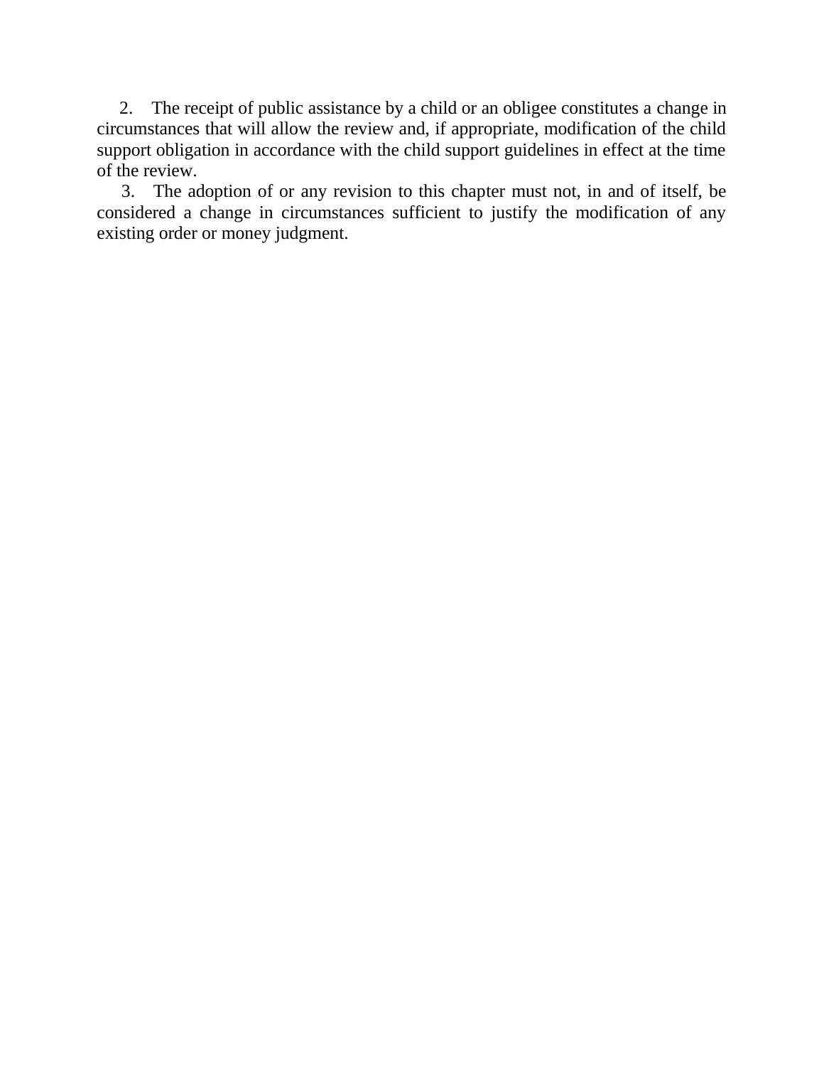2. The receipt of public assistance by a child or an obligee constitutes a change in circumstances that will allow the review and, if appropriate, modification of the child support obligation in accordance with the child support guidelines in effect at the time of the review.

3. The adoption of or any revision to this chapter must not, in and of itself, be considered a change in circumstances sufficient to justify the modification of any existing order or money judgment.